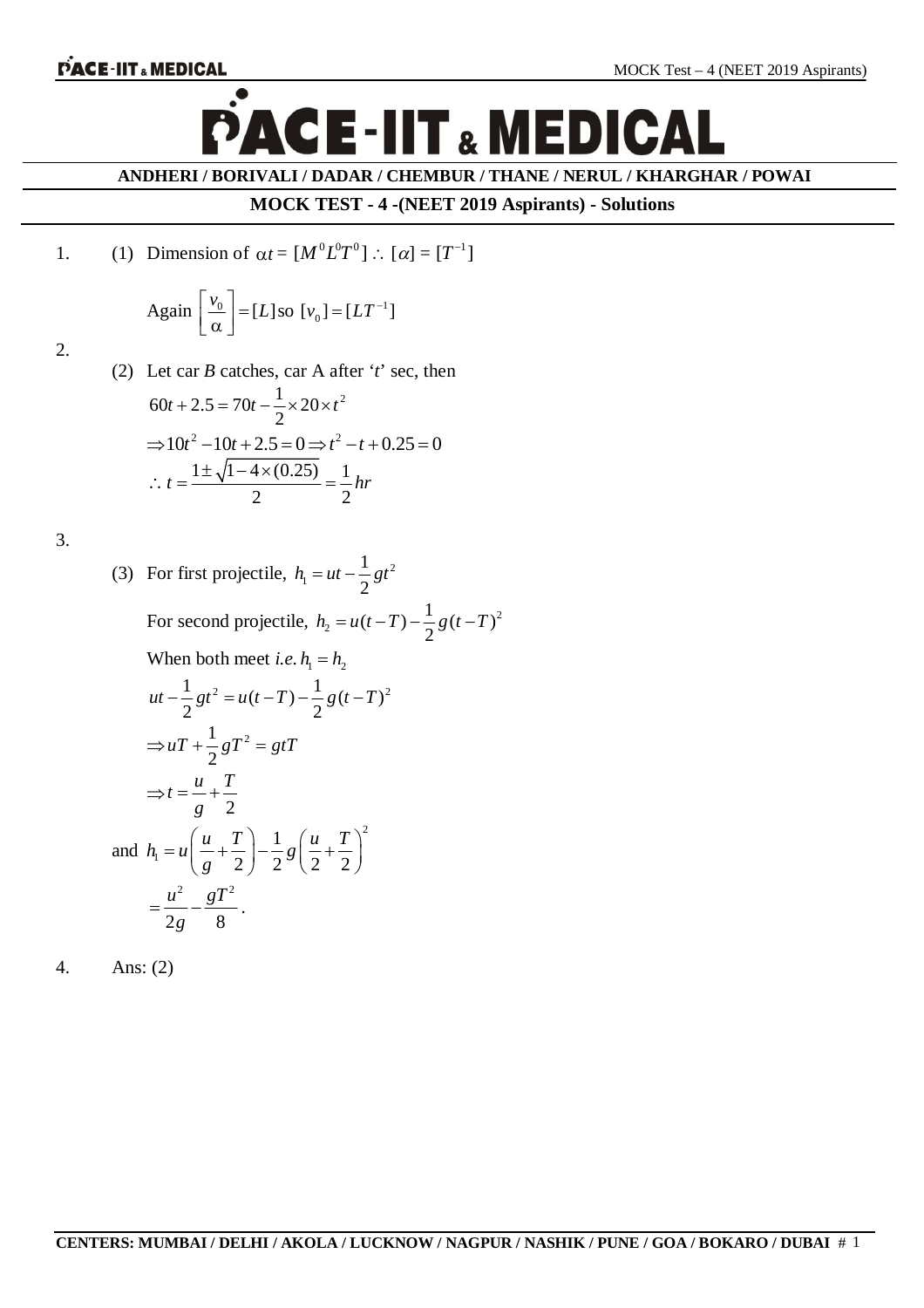# PACE-IIT & MEDICAL

**ANDHERI / BORIVALI / DADAR / CHEMBUR / THANE / NERUL / KHARGHAR / POWAI**

## MOCK TEST - 4 -(NEET 2019 Aspirants) - Solutions

1. (1) Dimension of $\alpha t = [M^0 L^0 T^0] \therefore [\alpha] = [T^{-1}]$

   Again $\left[\frac{v_0}{\alpha}\right] = [L]$ so $[v_0] = [LT^{-1}]$

2. (2) Let car *B* catches, car A after '*t*' sec, then

$$60t + 2.5 = 70t - \frac{1}{2} \times 20 \times t^2$$

$$\Rightarrow 10t^2 - 10t + 2.5 = 0 \Rightarrow t^2 - t + 0.25 = 0$$

$$\therefore t = \frac{1 \pm \sqrt{1 - 4 \times (0.25)}}{2} = \frac{1}{2} hr$$

3. (3) For first projectile, $h_1 = ut - \frac{1}{2}gt^2$

   For second projectile, $h_2 = u(t-T) - \frac{1}{2}g(t-T)^2$

   When both meet *i.e.* $h_1 = h_2$

$$ut - \frac{1}{2}gt^2 = u(t-T) - \frac{1}{2}g(t-T)^2$$

$$\Rightarrow uT + \frac{1}{2}gT^2 = gtT$$

$$\Rightarrow t = \frac{u}{g} + \frac{T}{2}$$

   and $h_1 = u\left(\frac{u}{g} + \frac{T}{2}\right) - \frac{1}{2}g\left(\frac{u}{2} + \frac{T}{2}\right)^2$

$$= \frac{u^2}{2g} - \frac{gT^2}{8}.$$

4. Ans: (2)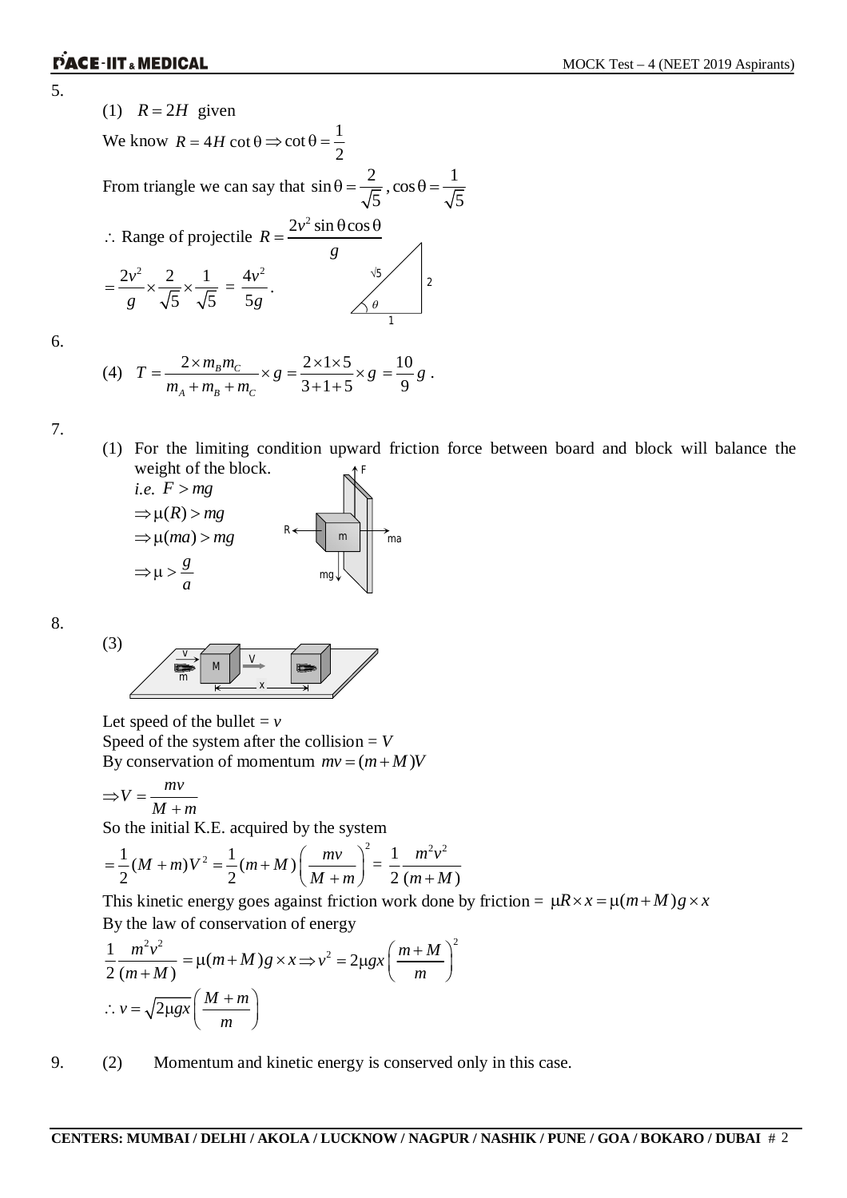5.

(1) $R = 2H$ given

We know $R = 4H\cot\theta \Rightarrow \cot\theta = \frac{1}{2}$

From triangle we can say that $\sin\theta = \frac{2}{\sqrt{5}}, \cos\theta = \frac{1}{\sqrt{5}}$

$\therefore$ Range of projectile $R = \frac{2v^2 \sin\theta\cos\theta}{g}$

$= \frac{2v^2}{g} \times \frac{2}{\sqrt{5}} \times \frac{1}{\sqrt{5}} = \frac{4v^2}{5g}$.

6.

(4) $T = \frac{2 \times m_B m_C}{m_A + m_B + m_C} \times g = \frac{2 \times 1 \times 5}{3 + 1 + 5} \times g = \frac{10}{9} g$.

7.

(1) For the limiting condition upward friction force between board and block will balance the weight of the block.

*i.e.* $F > mg$

$\Rightarrow \mu(R) > mg$

$\Rightarrow \mu(ma) > mg$

$\Rightarrow \mu > \frac{g}{a}$

8.

(3)

Let speed of the bullet = $v$

Speed of the system after the collision = $V$

By conservation of momentum $mv = (m + M)V$

$\Rightarrow V = \frac{mv}{M + m}$

So the initial K.E. acquired by the system

$= \frac{1}{2}(M + m)V^2 = \frac{1}{2}(m + M)\left(\frac{mv}{M + m}\right)^2 = \frac{1}{2}\frac{m^2v^2}{(m + M)}$

This kinetic energy goes against friction work done by friction = $\mu R \times x = \mu(m + M)g \times x$

By the law of conservation of energy

$\frac{1}{2}\frac{m^2v^2}{(m + M)} = \mu(m + M)g \times x \Rightarrow v^2 = 2\mu gx\left(\frac{m + M}{m}\right)^2$

$\therefore v = \sqrt{2\mu gx}\left(\frac{M + m}{m}\right)$

9. (2) Momentum and kinetic energy is conserved only in this case.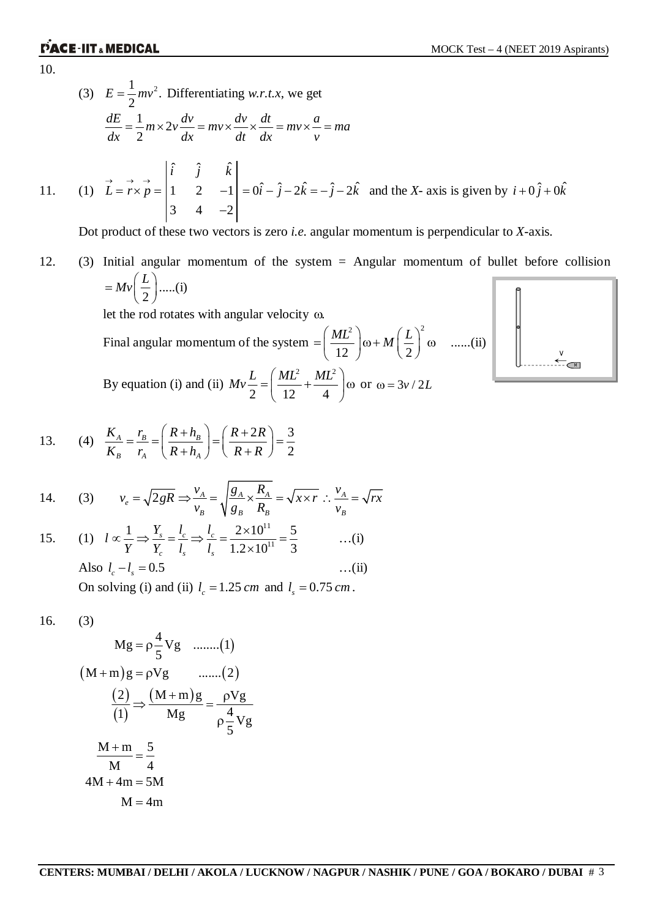10.

(3) $E = \frac{1}{2}mv^2$. Differentiating *w.r.t.x*, we get

$$\frac{dE}{dx} = \frac{1}{2}m \times 2v\frac{dv}{dx} = mv \times \frac{dv}{dt} \times \frac{dt}{dx} = mv \times \frac{a}{v} = ma$$

11. (1) $\vec{L} = \vec{r} \times \vec{p} = \begin{vmatrix} \hat{i} & \hat{j} & \hat{k} \\ 1 & 2 & -1 \\ 3 & 4 & -2 \end{vmatrix} = 0\hat{i} - \hat{j} - 2\hat{k} = -\hat{j} - 2\hat{k}$ and the *X*- axis is given by $i + 0\hat{j} + 0\hat{k}$

Dot product of these two vectors is zero *i.e.* angular momentum is perpendicular to *X*-axis.

12. (3) Initial angular momentum of the system = Angular momentum of bullet before collision $= Mv\left(\frac{L}{2}\right)$.....(i)

let the rod rotates with angular velocity $\omega$.

Final angular momentum of the system $= \left(\frac{ML^2}{12}\right)\omega + M\left(\frac{L}{2}\right)^2\omega$ ......(ii)

By equation (i) and (ii) $Mv\frac{L}{2} = \left(\frac{ML^2}{12} + \frac{ML^2}{4}\right)\omega$ or $\omega = 3v/2L$

13. (4) $\frac{K_A}{K_B} = \frac{r_B}{r_A} = \left(\frac{R+h_B}{R+h_A}\right) = \left(\frac{R+2R}{R+R}\right) = \frac{3}{2}$

14. (3) $v_e = \sqrt{2gR} \Rightarrow \frac{v_A}{v_B} = \sqrt{\frac{g_A}{g_B} \times \frac{R_A}{R_B}} = \sqrt{x \times r} \therefore \frac{v_A}{v_B} = \sqrt{rx}$

15. (1) $l \propto \frac{1}{Y} \Rightarrow \frac{Y_s}{Y_c} = \frac{l_c}{l_s} \Rightarrow \frac{l_c}{l_s} = \frac{2 \times 10^{11}}{1.2 \times 10^{11}} = \frac{5}{3}$ …(i)

Also $l_c - l_s = 0.5$ …(ii)

On solving (i) and (ii) $l_c = 1.25\,cm$ and $l_s = 0.75\,cm$.

16. (3)

$$Mg = \rho\frac{4}{5}Vg \quad ........(1)$$

$$(M+m)g = \rho Vg \quad .......(2)$$

$$\frac{(2)}{(1)} \Rightarrow \frac{(M+m)g}{Mg} = \frac{\rho Vg}{\rho\frac{4}{5}Vg}$$

$$\frac{M+m}{M} = \frac{5}{4}$$

$$4M + 4m = 5M$$

$$M = 4m$$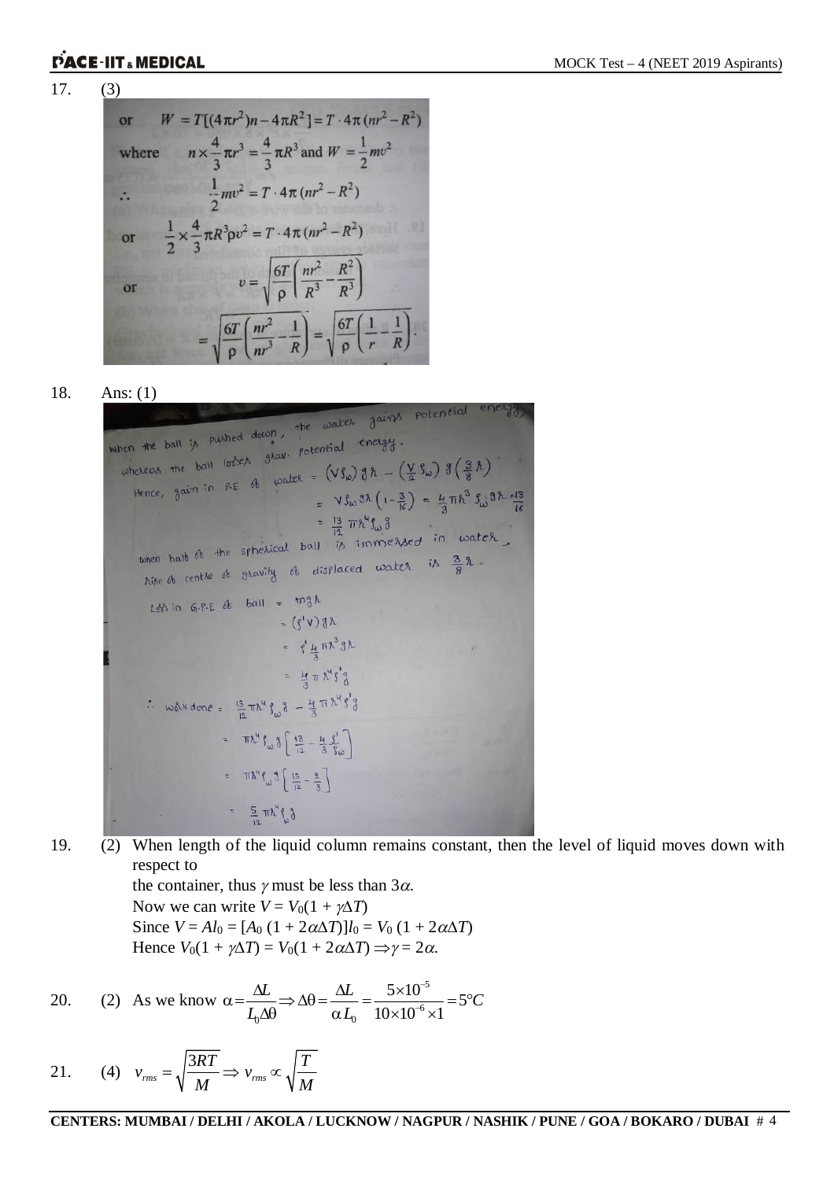17. (3)

or $\quad W = T[(4\pi r^2)n - 4\pi R^2] = T \cdot 4\pi (nr^2 - R^2)$

where $\quad n \times \frac{4}{3}\pi r^3 = \frac{4}{3}\pi R^3$ and $W = \frac{1}{2}mv^2$

$\therefore \quad \frac{1}{2}mv^2 = T \cdot 4\pi (nr^2 - R^2)$

or $\quad \frac{1}{2} \times \frac{4}{3}\pi R^3 \rho v^2 = T \cdot 4\pi (nr^2 - R^2)$

or $\quad v = \sqrt{\frac{6T}{\rho}\left(\frac{nr^2}{R^3} - \frac{R^2}{R^3}\right)}$

$$= \sqrt{\frac{6T}{\rho}\left(\frac{nr^2}{nr^3} - \frac{1}{R}\right)} = \sqrt{\frac{6T}{\rho}\left(\frac{1}{r} - \frac{1}{R}\right)}.$$

18. Ans: (1)

When the ball is pushed down, the water gains potential energy, whereas the ball loses grav. potential energy.

Hence, gain in P.E of water $= (V\rho_w) g r - \left(\frac{V}{2}\rho_w\right) g \left(\frac{3}{8}r\right)$

$= V\rho_w g r \left(1 - \frac{3}{16}\right) = \frac{4}{3}\pi r^3 \rho_w g r \cdot \frac{13}{16}$

$= \frac{13}{12}\pi r^4 \rho_w g$

When half of the spherical ball is immersed in water, rise of centre of gravity of displaced water is $\frac{3}{8}r$.

Loss in G.P.E of ball $= mgr$

$= (\rho' V) g r$

$= \rho' \frac{4}{3}\pi r^3 g r$

$= \frac{4}{3}\pi r^4 \rho' g$

$\therefore$ work done $= \frac{13}{12}\pi r^4 \rho_w g - \frac{4}{3}\pi r^4 \rho' g$

$= \pi r^4 \rho_w g \left[\frac{13}{12} - \frac{4}{3}\frac{\rho'}{\rho_w}\right]$

$= \pi r^4 \rho_w g \left[\frac{13}{12} - \frac{4}{3}\right]$

$= \frac{5}{12}\pi r^4 \rho_w g$

19. (2) When length of the liquid column remains constant, then the level of liquid moves down with respect to the container, thus $\gamma$ must be less than $3\alpha$.

Now we can write $V = V_0(1 + \gamma\Delta T)$

Since $V = Al_0 = [A_0(1 + 2\alpha\Delta T)]l_0 = V_0(1 + 2\alpha\Delta T)$

Hence $V_0(1 + \gamma\Delta T) = V_0(1 + 2\alpha\Delta T) \Rightarrow \gamma = 2\alpha$.

20. (2) As we know $\alpha = \frac{\Delta L}{L_0 \Delta\theta} \Rightarrow \Delta\theta = \frac{\Delta L}{\alpha L_0} = \frac{5\times10^{-5}}{10\times10^{-6}\times1} = 5°C$

21. (4) $v_{rms} = \sqrt{\frac{3RT}{M}} \Rightarrow v_{rms} \propto \sqrt{\frac{T}{M}}$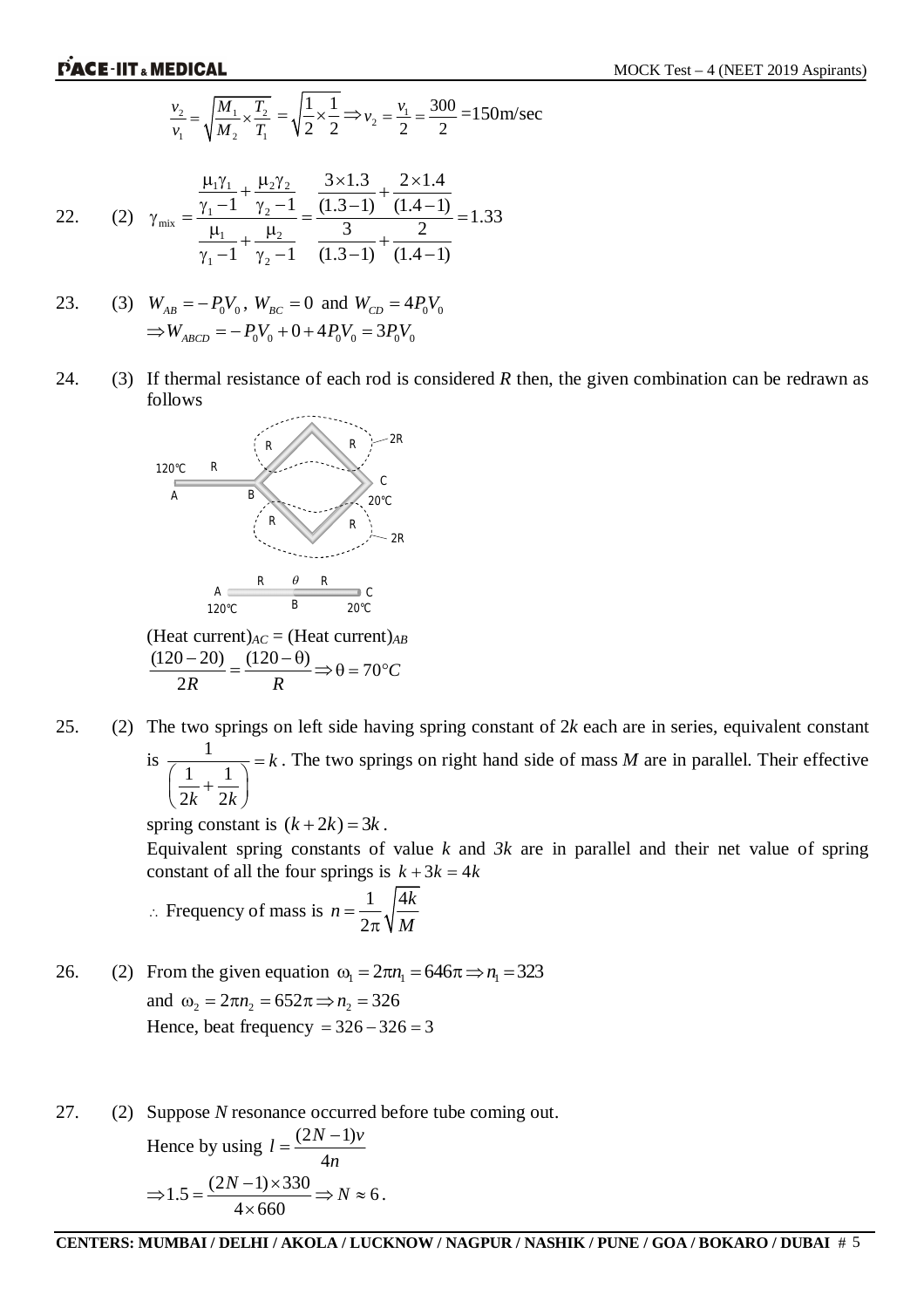$$\frac{v_2}{v_1} = \sqrt{\frac{M_1}{M_2} \times \frac{T_2}{T_1}} = \sqrt{\frac{1}{2} \times \frac{1}{2}} \Rightarrow v_2 = \frac{v_1}{2} = \frac{300}{2} = 150\text{m/sec}$$

22. (2) $$\gamma_{\text{mix}} = \frac{\frac{\mu_1 \gamma_1}{\gamma_1 - 1} + \frac{\mu_2 \gamma_2}{\gamma_2 - 1}}{\frac{\mu_1}{\gamma_1 - 1} + \frac{\mu_2}{\gamma_2 - 1}} = \frac{\frac{3 \times 1.3}{(1.3-1)} + \frac{2 \times 1.4}{(1.4-1)}}{\frac{3}{(1.3-1)} + \frac{2}{(1.4-1)}} = 1.33$$

23. (3) $W_{AB} = -P_0V_0$, $W_{BC} = 0$ and $W_{CD} = 4P_0V_0$

$\Rightarrow W_{ABCD} = -P_0V_0 + 0 + 4P_0V_0 = 3P_0V_0$

24. (3) If thermal resistance of each rod is considered $R$ then, the given combination can be redrawn as follows

(Heat current)$_{AC}$ = (Heat current)$_{AB}$

$$\frac{(120-20)}{2R} = \frac{(120-\theta)}{R} \Rightarrow \theta = 70°C$$

25. (2) The two springs on left side having spring constant of $2k$ each are in series, equivalent constant is $\frac{1}{\left(\frac{1}{2k} + \frac{1}{2k}\right)} = k$. The two springs on right hand side of mass $M$ are in parallel. Their effective spring constant is $(k + 2k) = 3k$.

Equivalent spring constants of value $k$ and $3k$ are in parallel and their net value of spring constant of all the four springs is $k + 3k = 4k$

$\therefore$ Frequency of mass is $n = \frac{1}{2\pi}\sqrt{\frac{4k}{M}}$

26. (2) From the given equation $\omega_1 = 2\pi n_1 = 646\pi \Rightarrow n_1 = 323$

and $\omega_2 = 2\pi n_2 = 652\pi \Rightarrow n_2 = 326$

Hence, beat frequency $= 326 - 326 = 3$

27. (2) Suppose $N$ resonance occurred before tube coming out.

Hence by using $l = \frac{(2N-1)v}{4n}$

$\Rightarrow 1.5 = \frac{(2N-1) \times 330}{4 \times 660} \Rightarrow N \approx 6$.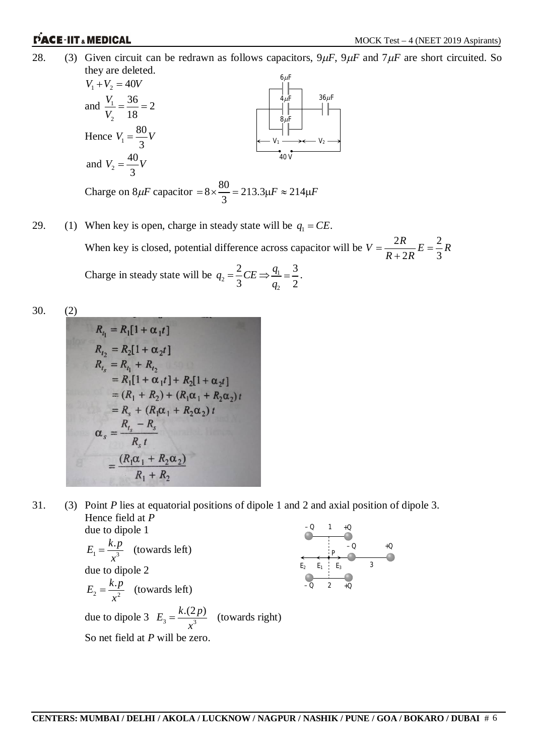28. (3) Given circuit can be redrawn as follows capacitors, $9\mu F$, $9\mu F$ and $7\mu F$ are short circuited. So they are deleted.

$V_1 + V_2 = 40V$

and $\dfrac{V_1}{V_2} = \dfrac{36}{18} = 2$

Hence $V_1 = \dfrac{80}{3}V$

and $V_2 = \dfrac{40}{3}V$

Charge on $8\mu F$ capacitor $= 8 \times \dfrac{80}{3} = 213.3\mu F \approx 214\mu F$

29. (1) When key is open, charge in steady state will be $q_1 = CE$.

When key is closed, potential difference across capacitor will be $V = \dfrac{2R}{R+2R}E = \dfrac{2}{3}R$

Charge in steady state will be $q_2 = \dfrac{2}{3}CE \Rightarrow \dfrac{q_1}{q_2} = \dfrac{3}{2}$.

30. (2)

$$R_{t_1} = R_1[1 + \alpha_1 t]$$
$$R_{t_2} = R_2[1 + \alpha_2 t]$$
$$R_{t_s} = R_{t_1} + R_{t_2}$$
$$= R_1[1 + \alpha_1 t] + R_2[1 + \alpha_2 t]$$
$$= (R_1 + R_2) + (R_1\alpha_1 + R_2\alpha_2)t$$
$$= R_s + (R_1\alpha_1 + R_2\alpha_2)t$$
$$\alpha_s = \frac{R_{t_s} - R_s}{R_s t}$$
$$= \frac{(R_1\alpha_1 + R_2\alpha_2)}{R_1 + R_2}$$

31. (3) Point $P$ lies at equatorial positions of dipole 1 and 2 and axial position of dipole 3.

Hence field at $P$

due to dipole 1

$E_1 = \dfrac{k.p}{x^3}$ (towards left)

due to dipole 2

$E_2 = \dfrac{k.p}{x^2}$ (towards left)

due to dipole 3 $E_3 = \dfrac{k.(2p)}{x^3}$ (towards right)

So net field at $P$ will be zero.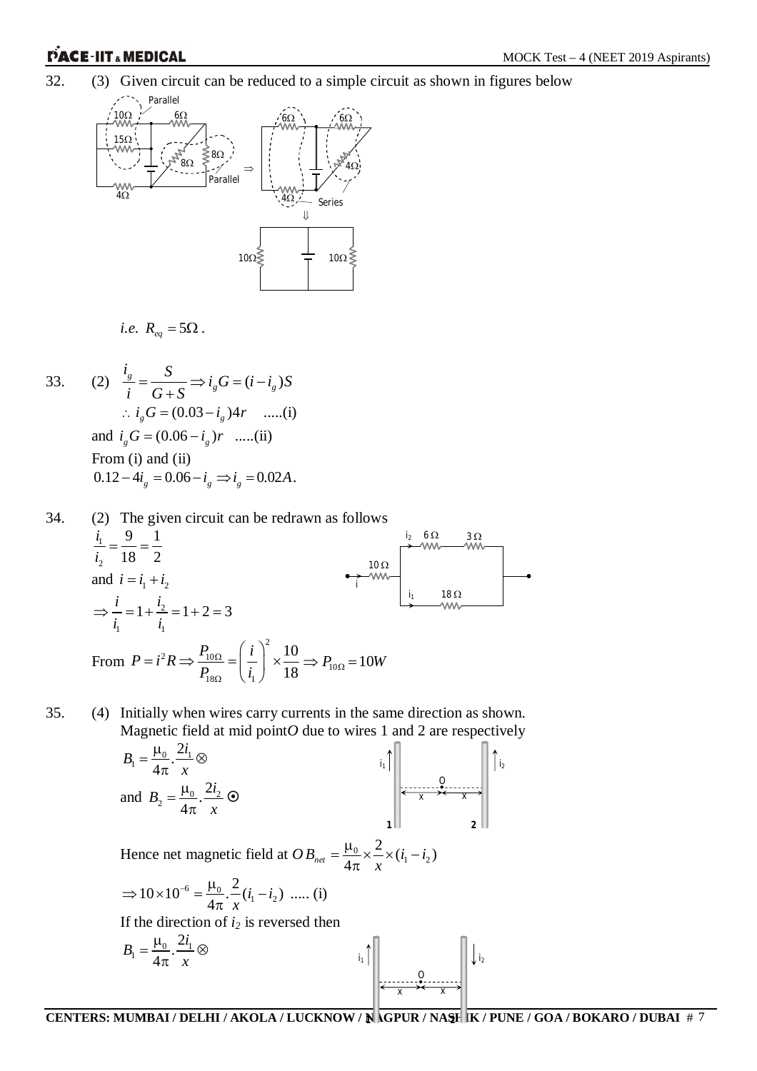32. (3) Given circuit can be reduced to a simple circuit as shown in figures below

i.e. $R_{eq} = 5\Omega$.

33. (2) $\frac{i_g}{i} = \frac{S}{G+S} \Rightarrow i_g G = (i - i_g)S$

$\therefore\ i_g G = (0.03 - i_g)4r$ .....(i)

and $i_g G = (0.06 - i_g)r$ .....(ii)

From (i) and (ii)

$0.12 - 4i_g = 0.06 - i_g \Rightarrow i_g = 0.02A$.

34. (2) The given circuit can be redrawn as follows

$\frac{i_1}{i_2} = \frac{9}{18} = \frac{1}{2}$

and $i = i_1 + i_2$

$\Rightarrow \frac{i}{i_1} = 1 + \frac{i_2}{i_1} = 1 + 2 = 3$

From $P = i^2 R \Rightarrow \frac{P_{10\Omega}}{P_{18\Omega}} = \left(\frac{i}{i_1}\right)^2 \times \frac{10}{18} \Rightarrow P_{10\Omega} = 10W$

35. (4) Initially when wires carry currents in the same direction as shown. Magnetic field at mid point $O$ due to wires 1 and 2 are respectively

$B_1 = \frac{\mu_0}{4\pi} \cdot \frac{2i_1}{x} \otimes$

and $B_2 = \frac{\mu_0}{4\pi} \cdot \frac{2i_2}{x} \odot$

Hence net magnetic field at $O$ $B_{net} = \frac{\mu_0}{4\pi} \times \frac{2}{x} \times (i_1 - i_2)$

$\Rightarrow 10 \times 10^{-6} = \frac{\mu_0}{4\pi} \cdot \frac{2}{x}(i_1 - i_2)$ ..... (i)

If the direction of $i_2$ is reversed then

$B_1 = \frac{\mu_0}{4\pi} \cdot \frac{2i_1}{x} \otimes$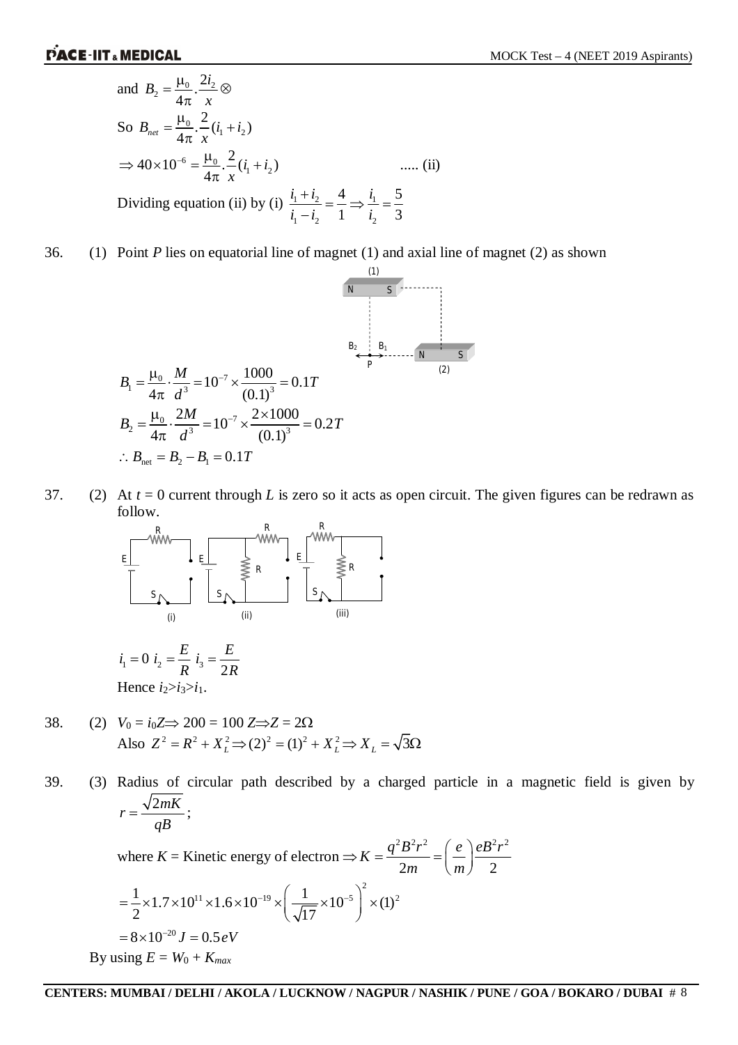and $B_2 = \frac{\mu_0}{4\pi} \cdot \frac{2i_2}{x} \otimes$

So $B_{net} = \frac{\mu_0}{4\pi} \cdot \frac{2}{x}(i_1 + i_2)$

$\Rightarrow 40 \times 10^{-6} = \frac{\mu_0}{4\pi} \cdot \frac{2}{x}(i_1 + i_2)$ ..... (ii)

Dividing equation (ii) by (i) $\frac{i_1 + i_2}{i_1 - i_2} = \frac{4}{1} \Rightarrow \frac{i_1}{i_2} = \frac{5}{3}$

36. (1) Point *P* lies on equatorial line of magnet (1) and axial line of magnet (2) as shown

$$B_1 = \frac{\mu_0}{4\pi} \cdot \frac{M}{d^3} = 10^{-7} \times \frac{1000}{(0.1)^3} = 0.1T$$

$$B_2 = \frac{\mu_0}{4\pi} \cdot \frac{2M}{d^3} = 10^{-7} \times \frac{2 \times 1000}{(0.1)^3} = 0.2T$$

$$\therefore B_{\text{net}} = B_2 - B_1 = 0.1T$$

37. (2) At $t = 0$ current through *L* is zero so it acts as open circuit. The given figures can be redrawn as follow.

(i) (ii) (iii)

$i_1 = 0$ $i_2 = \frac{E}{R}$ $i_3 = \frac{E}{2R}$

Hence $i_2 > i_3 > i_1$.

38. (2) $V_0 = i_0 Z \Rightarrow 200 = 100\, Z \Rightarrow Z = 2\Omega$

Also $Z^2 = R^2 + X_L^2 \Rightarrow (2)^2 = (1)^2 + X_L^2 \Rightarrow X_L = \sqrt{3}\Omega$

39. (3) Radius of circular path described by a charged particle in a magnetic field is given by $r = \frac{\sqrt{2mK}}{qB}$;

where *K* = Kinetic energy of electron $\Rightarrow K = \frac{q^2 B^2 r^2}{2m} = \left(\frac{e}{m}\right) \frac{eB^2 r^2}{2}$

$$= \frac{1}{2} \times 1.7 \times 10^{11} \times 1.6 \times 10^{-19} \times \left(\frac{1}{\sqrt{17}} \times 10^{-5}\right)^2 \times (1)^2$$

$$= 8 \times 10^{-20} J = 0.5 eV$$

By using $E = W_0 + K_{max}$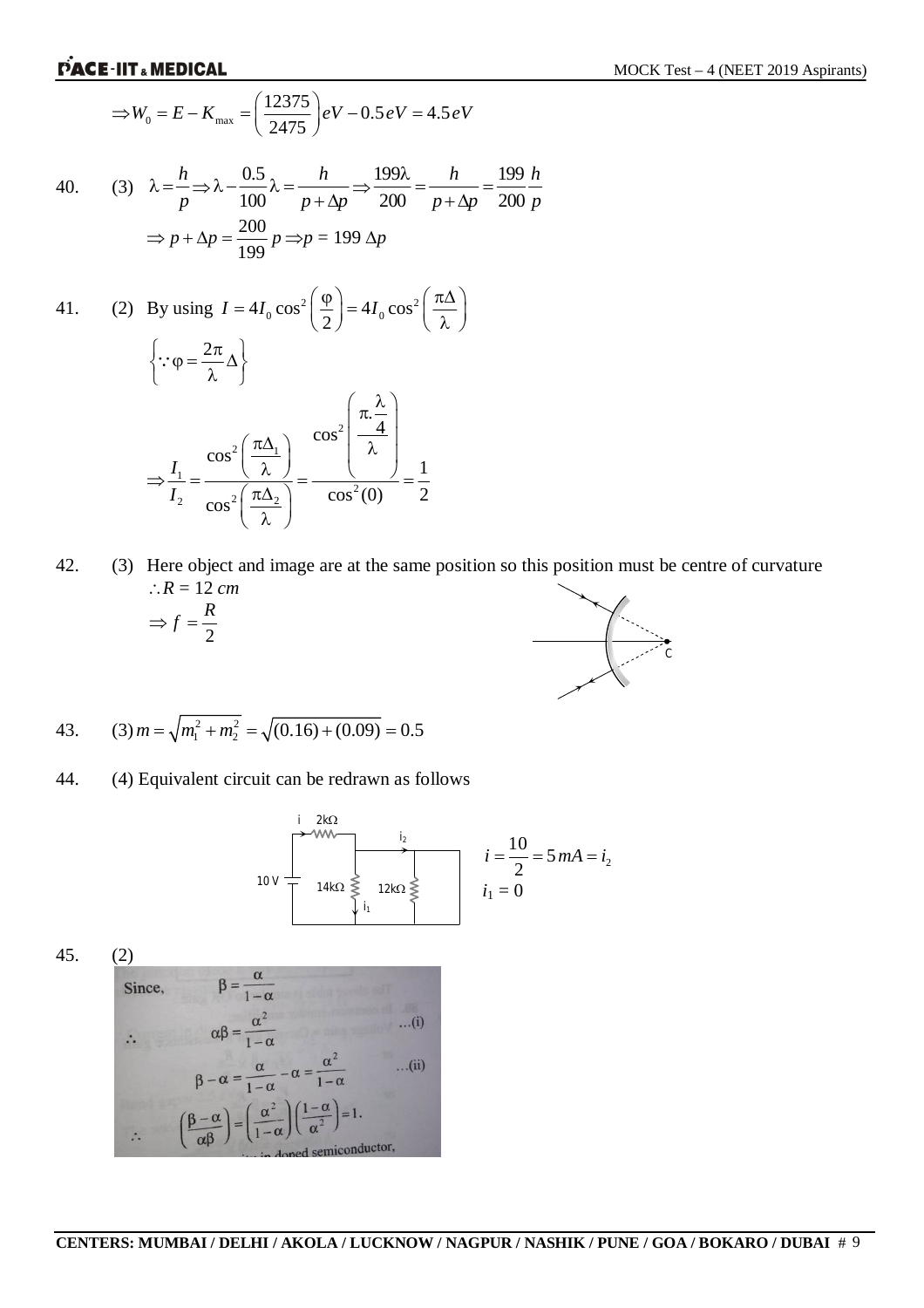$$\Rightarrow W_0 = E - K_{max} = \left(\frac{12375}{2475}\right)eV - 0.5\,eV = 4.5\,eV$$

40. (3) $\lambda = \dfrac{h}{p} \Rightarrow \lambda - \dfrac{0.5}{100}\lambda = \dfrac{h}{p+\Delta p} \Rightarrow \dfrac{199\lambda}{200} = \dfrac{h}{p+\Delta p} = \dfrac{199}{200}\dfrac{h}{p}$

$$\Rightarrow p + \Delta p = \frac{200}{199}p \Rightarrow p = 199\,\Delta p$$

41. (2) By using $I = 4I_0\cos^2\left(\dfrac{\varphi}{2}\right) = 4I_0\cos^2\left(\dfrac{\pi\Delta}{\lambda}\right)$

$$\left\{\because \varphi = \frac{2\pi}{\lambda}\Delta\right\}$$

$$\Rightarrow \frac{I_1}{I_2} = \frac{\cos^2\left(\frac{\pi\Delta_1}{\lambda}\right)}{\cos^2\left(\frac{\pi\Delta_2}{\lambda}\right)} = \frac{\cos^2\left(\frac{\pi.\frac{\lambda}{4}}{\lambda}\right)}{\cos^2(0)} = \frac{1}{2}$$

42. (3) Here object and image are at the same position so this position must be centre of curvature

$\therefore R = 12\ cm$

$\Rightarrow f = \dfrac{R}{2}$

43. (3) $m = \sqrt{m_1^2 + m_2^2} = \sqrt{(0.16) + (0.09)} = 0.5$

44. (4) Equivalent circuit can be redrawn as follows

$i = \dfrac{10}{2} = 5\,mA = i_2$

$i_1 = 0$

45. (2)

Since, $\beta = \dfrac{\alpha}{1-\alpha}$

$\therefore \quad \alpha\beta = \dfrac{\alpha^2}{1-\alpha}$ ...(i)

$\beta - \alpha = \dfrac{\alpha}{1-\alpha} - \alpha = \dfrac{\alpha^2}{1-\alpha}$ ...(ii)

$\therefore \quad \left(\dfrac{\beta-\alpha}{\alpha\beta}\right) = \left(\dfrac{\alpha^2}{1-\alpha}\right)\left(\dfrac{1-\alpha}{\alpha^2}\right) = 1.$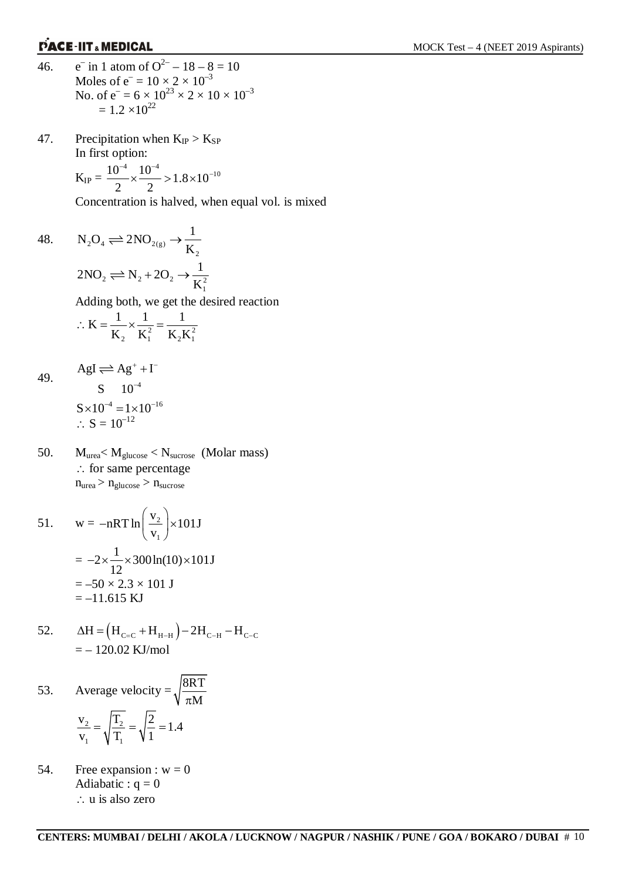46. $e^-$ in 1 atom of $O^{2-}$ – 18 – 8 = 10
Moles of $e^- = 10 \times 2 \times 10^{-3}$
No. of $e^- = 6 \times 10^{23} \times 2 \times 10 \times 10^{-3}$
$= 1.2 \times 10^{22}$

47. Precipitation when $K_{IP} > K_{SP}$
In first option:
$$K_{IP} = \frac{10^{-4}}{2} \times \frac{10^{-4}}{2} > 1.8 \times 10^{-10}$$
Concentration is halved, when equal vol. is mixed

48.
$$N_2O_4 \rightleftharpoons 2NO_{2(g)} \rightarrow \frac{1}{K_2}$$
$$2NO_2 \rightleftharpoons N_2 + 2O_2 \rightarrow \frac{1}{K_1^2}$$
Adding both, we get the desired reaction
$$\therefore K = \frac{1}{K_2} \times \frac{1}{K_1^2} = \frac{1}{K_2 K_1^2}$$

49.
$$AgI \rightleftharpoons Ag^+ + I^-$$
$$S \quad 10^{-4}$$
$$S \times 10^{-4} = 1 \times 10^{-16}$$
$$\therefore S = 10^{-12}$$

50. $M_{urea} < M_{glucose} < N_{sucrose}$ (Molar mass)
$\therefore$ for same percentage
$n_{urea} > n_{glucose} > n_{sucrose}$

51.
$$w = -nRT \ln\left(\frac{v_2}{v_1}\right) \times 101J$$
$$= -2 \times \frac{1}{12} \times 300 \ln(10) \times 101J$$
$= -50 \times 2.3 \times 101$ J
$= -11.615$ KJ

52.
$$\Delta H = \left(H_{C=C} + H_{H-H}\right) - 2H_{C-H} - H_{C-C}$$
$= -120.02$ KJ/mol

53.
$$\text{Average velocity} = \sqrt{\frac{8RT}{\pi M}}$$
$$\frac{v_2}{v_1} = \sqrt{\frac{T_2}{T_1}} = \sqrt{\frac{2}{1}} = 1.4$$

54. Free expansion : w = 0
Adiabatic : q = 0
$\therefore$ u is also zero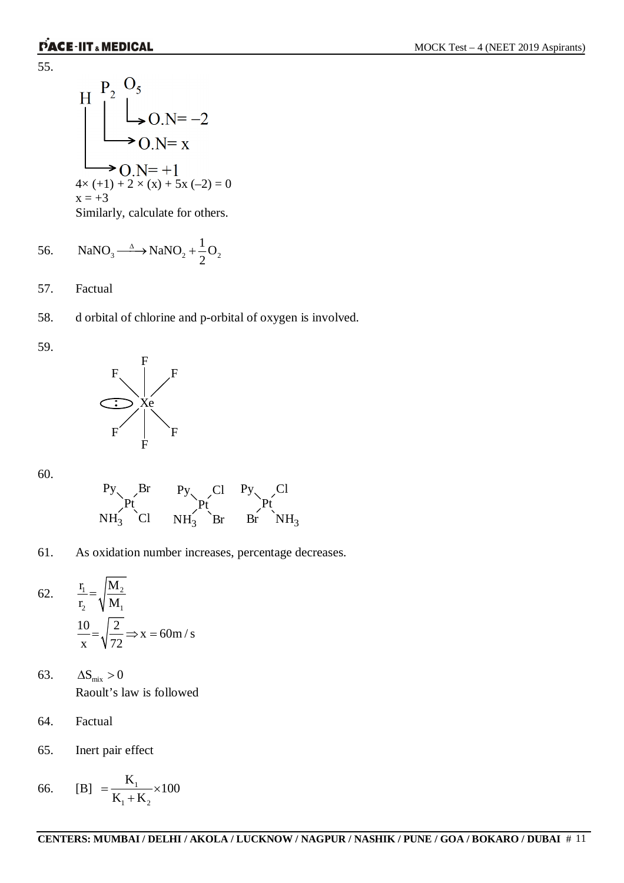55.

$H\ P_2\ O_5$

- O: O.N = −2
- P: O.N = x
- H: O.N = +1

$4\times(+1) + 2\times(x) + 5x(-2) = 0$

$x = +3$

Similarly, calculate for others.

56. $NaNO_3 \xrightarrow{\Delta} NaNO_2 + \frac{1}{2}O_2$

57. Factual

58. d orbital of chlorine and p-orbital of oxygen is involved.

59. $XeF_6$: Xe bonded to six F atoms with one lone pair (:) on Xe.

60.

| Py / Br | Py / Cl | Py / Cl |
|---|---|---|
| Pt | Pt | Pt |
| $NH_3$ / Cl | $NH_3$ / Br | Br / $NH_3$ |

61. As oxidation number increases, percentage decreases.

62. $\frac{r_1}{r_2} = \sqrt{\frac{M_2}{M_1}}$

$\frac{10}{x} = \sqrt{\frac{2}{72}} \Rightarrow x = 60\,m/s$

63. $\Delta S_{mix} > 0$

Raoult's law is followed

64. Factual

65. Inert pair effect

66. $[B] = \frac{K_1}{K_1 + K_2}\times 100$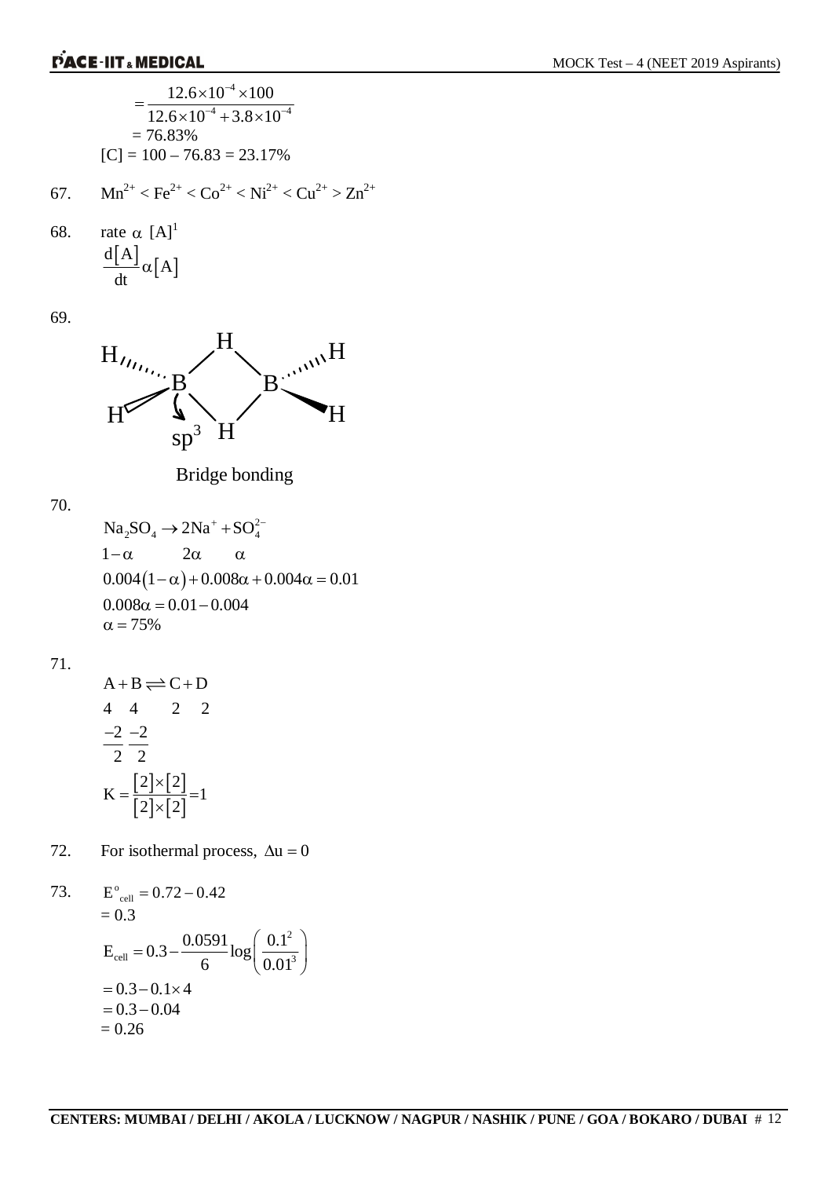$$= \frac{12.6\times10^{-4}\times100}{12.6\times10^{-4}+3.8\times10^{-4}}$$

$= 76.83\%$

$[C] = 100 - 76.83 = 23.17\%$

67. $Mn^{2+} < Fe^{2+} < Co^{2+} < Ni^{2+} < Cu^{2+} > Zn^{2+}$

68. rate $\alpha$ $[A]^1$

$$\frac{d[A]}{dt}\alpha[A]$$

69.

Bridge bonding

70.

$$Na_2SO_4 \rightarrow 2Na^+ + SO_4^{2-}$$

$$1-\alpha \qquad 2\alpha \qquad \alpha$$

$$0.004(1-\alpha)+0.008\alpha+0.004\alpha = 0.01$$

$$0.008\alpha = 0.01 - 0.004$$

$$\alpha = 75\%$$

71.

$$A + B \rightleftharpoons C + D$$

$$4 \quad 4 \qquad 2 \quad 2$$

$$\frac{-2}{2} \; \frac{-2}{2}$$

$$K = \frac{[2]\times[2]}{[2]\times[2]} = 1$$

72. For isothermal process, $\Delta u = 0$

73. $E^o_{cell} = 0.72 - 0.42$

$= 0.3$

$$E_{cell} = 0.3 - \frac{0.0591}{6}\log\left(\frac{0.1^2}{0.01^3}\right)$$

$$= 0.3 - 0.1\times4$$

$$= 0.3 - 0.04$$

$$= 0.26$$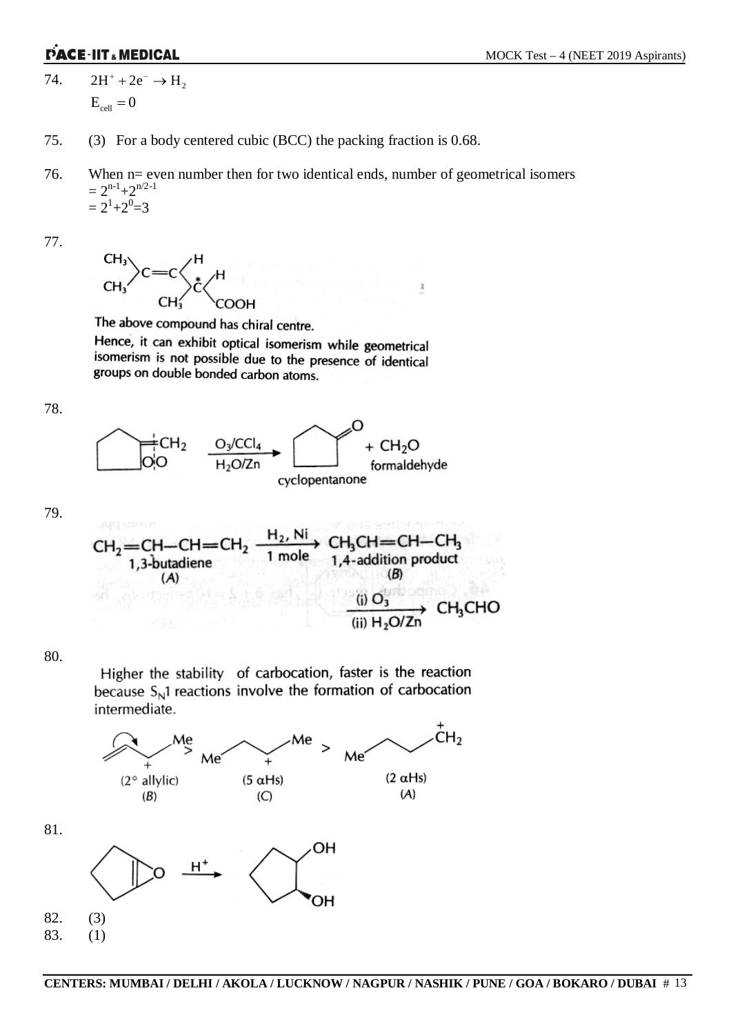74. $2H^+ + 2e^- \rightarrow H_2$

$E_{cell} = 0$

75. (3) For a body centered cubic (BCC) the packing fraction is 0.68.

76. When n= even number then for two identical ends, number of geometrical isomers

$= 2^{n-1}+2^{n/2-1}$

$= 2^1+2^0=3$

77.

$$(CH_3)_2C=CH-\overset{*}{C}H(CH_3)-COOH$$

The above compound has chiral centre.

Hence, it can exhibit optical isomerism while geometrical isomerism is not possible due to the presence of identical groups on double bonded carbon atoms.

78.

$$\text{Methylenecyclopentane} \xrightarrow[H_2O/Zn]{O_3/CCl_4} \text{cyclopentanone} + CH_2O \text{ (formaldehyde)}$$

79.

$$\underset{\substack{\text{1,3-butadiene}\\(A)}}{CH_2=CH-CH=CH_2} \xrightarrow[\text{1 mole}]{H_2,\ Ni} \underset{\substack{\text{1,4-addition product}\\(B)}}{CH_3CH=CH-CH_3} \xrightarrow[\text{(ii) } H_2O/Zn]{\text{(i) } O_3} CH_3CHO$$

80.

Higher the stability of carbocation, faster is the reaction because $S_N1$ reactions involve the formation of carbocation intermediate.

$$\underset{\substack{(2^\circ \text{ allylic})\\(B)}}{CH_2=CH-\overset{+}{C}H-Me} > \underset{\substack{(5\ \alpha\text{Hs})\\(C)}}{Me-CH_2-\overset{+}{C}H-Me} > \underset{\substack{(2\ \alpha\text{Hs})\\(A)}}{Me-CH_2-CH_2-\overset{+}{C}H_2}$$

81.

$$\text{Cyclopentene oxide} \xrightarrow{H^+} \text{trans-cyclopentane-1,2-diol}$$

82. (3)

83. (1)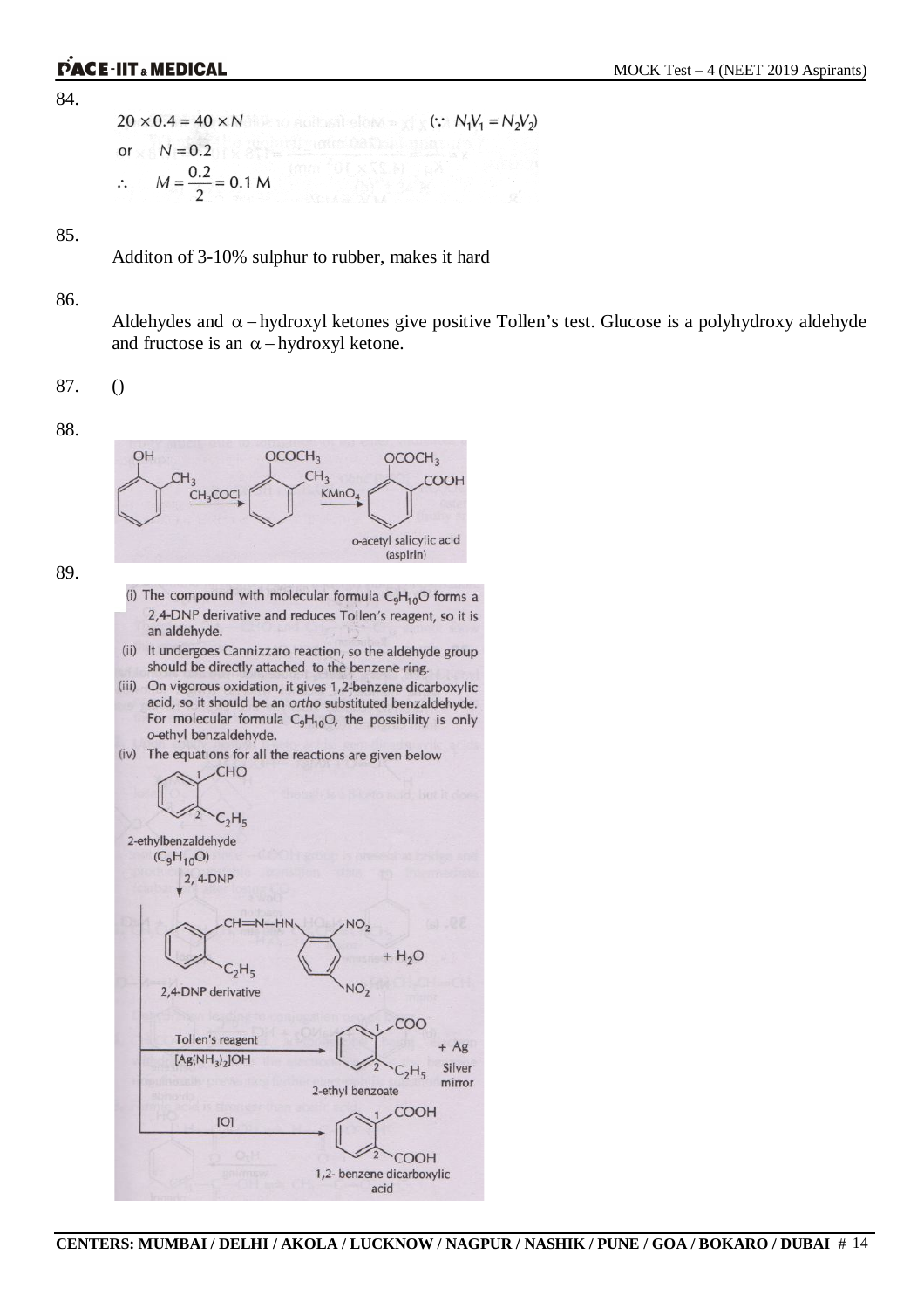84.

$$20 \times 0.4 = 40 \times N \qquad (\because N_1V_1 = N_2V_2)$$

or $\quad N = 0.2$

$$\therefore \quad M = \frac{0.2}{2} = 0.1\text{ M}$$

85.

Additon of 3-10% sulphur to rubber, makes it hard

86.

Aldehydes and $\alpha$ – hydroxyl ketones give positive Tollen's test. Glucose is a polyhydroxy aldehyde and fructose is an $\alpha$ – hydroxyl ketone.

87. ()

88.

o-cresol (OH, $CH_3$) $\xrightarrow{CH_3COCl}$ ($OCOCH_3$, $CH_3$) $\xrightarrow{KMnO_4}$ ($OCOCH_3$, $COOH$)

o-acetyl salicylic acid (aspirin)

89.

(i) The compound with molecular formula $C_9H_{10}O$ forms a 2,4-DNP derivative and reduces Tollen's reagent, so it is an aldehyde.

(ii) It undergoes Cannizzaro reaction, so the aldehyde group should be directly attached to the benzene ring.

(iii) On vigorous oxidation, it gives 1,2-benzene dicarboxylic acid, so it should be an *ortho* substituted benzaldehyde. For molecular formula $C_9H_{10}O$, the possibility is only *o*-ethyl benzaldehyde.

(iv) The equations for all the reactions are given below

2-ethylbenzaldehyde ($C_9H_{10}O$) (1-CHO, 2-$C_2H_5$)

$\xrightarrow{2,4\text{-DNP}}$ 2,4-DNP derivative (Ar–CH=N–HN–$C_6H_3(NO_2)_2$) $+ H_2O$

$\xrightarrow[\ [Ag(NH_3)_2]OH\ ]{\text{Tollen's reagent}}$ 2-ethyl benzoate (1-$COO^-$, 2-$C_2H_5$) $+ Ag$ (Silver mirror)

$\xrightarrow{[O]}$ 1,2- benzene dicarboxylic acid (1-COOH, 2-COOH)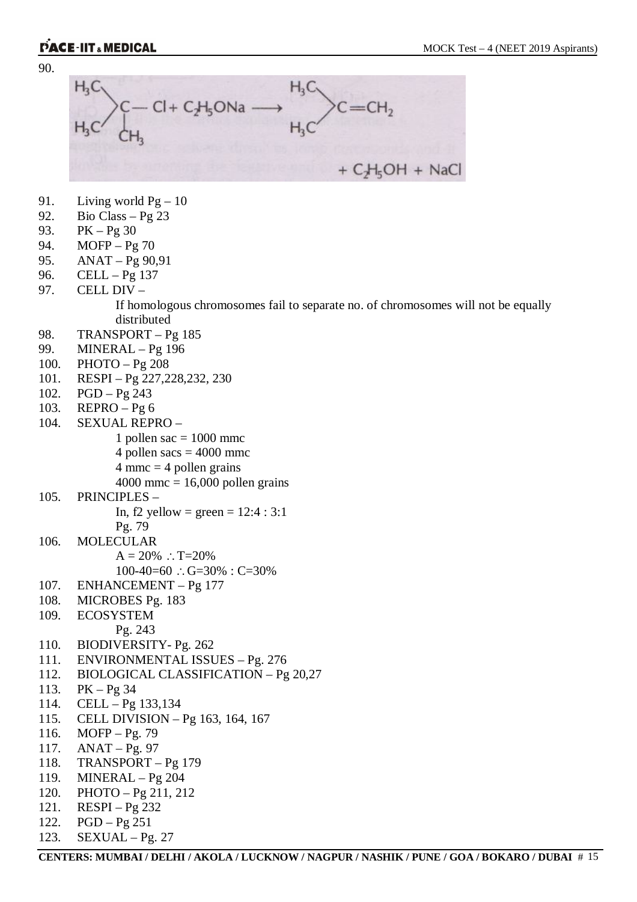90.

$$(CH_3)_2C(CH_3)-Cl + C_2H_5ONa \longrightarrow (CH_3)_2C=CH_2 + C_2H_5OH + NaCl$$

91. Living world Pg – 10
92. Bio Class – Pg 23
93. PK – Pg 30
94. MOFP – Pg 70
95. ANAT – Pg 90,91
96. CELL – Pg 137
97. CELL DIV –
    If homologous chromosomes fail to separate no. of chromosomes will not be equally distributed
98. TRANSPORT – Pg 185
99. MINERAL – Pg 196
100. PHOTO – Pg 208
101. RESPI – Pg 227,228,232, 230
102. PGD – Pg 243
103. REPRO – Pg 6
104. SEXUAL REPRO –
    1 pollen sac = 1000 mmc
    4 pollen sacs = 4000 mmc
    4 mmc = 4 pollen grains
    4000 mmc = 16,000 pollen grains
105. PRINCIPLES –
    In, f2 yellow = green = 12:4 : 3:1
    Pg. 79
106. MOLECULAR
    A = 20% $\therefore$ T=20%
    100-40=60 $\therefore$ G=30% : C=30%
107. ENHANCEMENT – Pg 177
108. MICROBES Pg. 183
109. ECOSYSTEM
    Pg. 243
110. BIODIVERSITY- Pg. 262
111. ENVIRONMENTAL ISSUES – Pg. 276
112. BIOLOGICAL CLASSIFICATION – Pg 20,27
113. PK – Pg 34
114. CELL – Pg 133,134
115. CELL DIVISION – Pg 163, 164, 167
116. MOFP – Pg. 79
117. ANAT – Pg. 97
118. TRANSPORT – Pg 179
119. MINERAL – Pg 204
120. PHOTO – Pg 211, 212
121. RESPI – Pg 232
122. PGD – Pg 251
123. SEXUAL – Pg. 27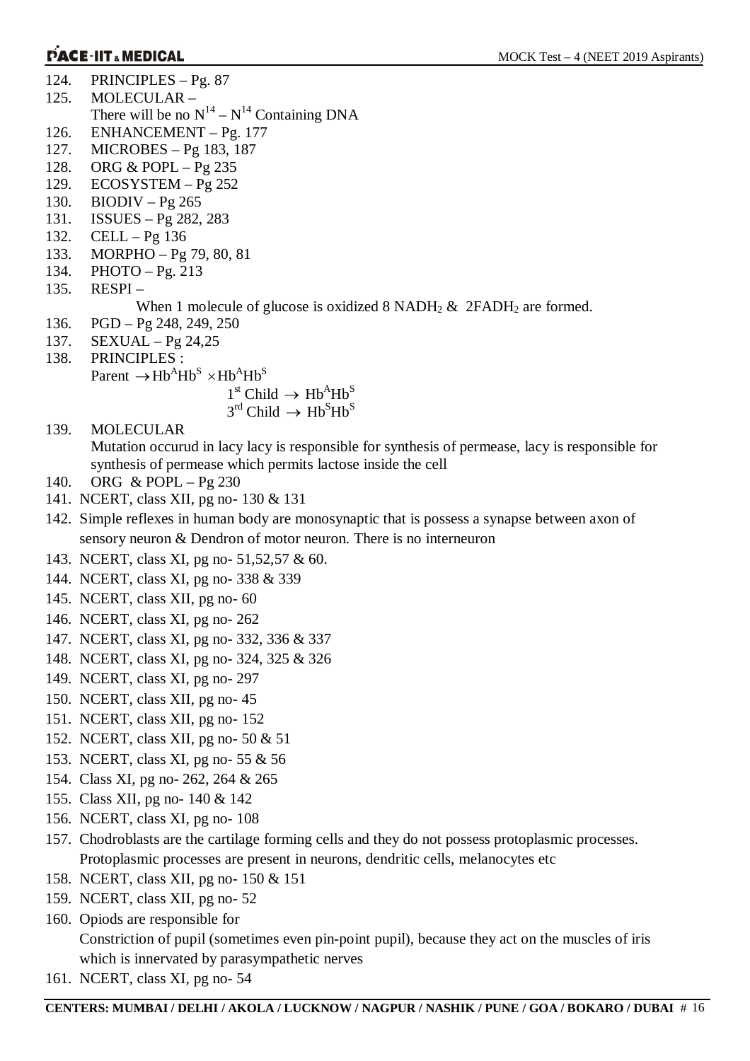124. PRINCIPLES – Pg. 87
125. MOLECULAR –
     There will be no $N^{14} - N^{14}$ Containing DNA
126. ENHANCEMENT – Pg. 177
127. MICROBES – Pg 183, 187
128. ORG & POPL – Pg 235
129. ECOSYSTEM – Pg 252
130. BIODIV – Pg 265
131. ISSUES – Pg 282, 283
132. CELL – Pg 136
133. MORPHO – Pg 79, 80, 81
134. PHOTO – Pg. 213
135. RESPI –
     When 1 molecule of glucose is oxidized 8 $NADH_2$ & $2FADH_2$ are formed.
136. PGD – Pg 248, 249, 250
137. SEXUAL – Pg 24,25
138. PRINCIPLES :
     Parent $\rightarrow Hb^A Hb^S \times Hb^A Hb^S$
     $1^{st}$ Child $\rightarrow Hb^A Hb^S$
     $3^{rd}$ Child $\rightarrow Hb^S Hb^S$
139. MOLECULAR
     Mutation occurud in lacy lacy is responsible for synthesis of permease, lacy is responsible for synthesis of permease which permits lactose inside the cell
140. ORG & POPL – Pg 230
141. NCERT, class XII, pg no- 130 & 131
142. Simple reflexes in human body are monosynaptic that is possess a synapse between axon of sensory neuron & Dendron of motor neuron. There is no interneuron
143. NCERT, class XI, pg no- 51,52,57 & 60.
144. NCERT, class XI, pg no- 338 & 339
145. NCERT, class XII, pg no- 60
146. NCERT, class XI, pg no- 262
147. NCERT, class XI, pg no- 332, 336 & 337
148. NCERT, class XI, pg no- 324, 325 & 326
149. NCERT, class XI, pg no- 297
150. NCERT, class XII, pg no- 45
151. NCERT, class XII, pg no- 152
152. NCERT, class XII, pg no- 50 & 51
153. NCERT, class XI, pg no- 55 & 56
154. Class XI, pg no- 262, 264 & 265
155. Class XII, pg no- 140 & 142
156. NCERT, class XI, pg no- 108
157. Chodroblasts are the cartilage forming cells and they do not possess protoplasmic processes. Protoplasmic processes are present in neurons, dendritic cells, melanocytes etc
158. NCERT, class XII, pg no- 150 & 151
159. NCERT, class XII, pg no- 52
160. Opiods are responsible for
     Constriction of pupil (sometimes even pin-point pupil), because they act on the muscles of iris which is innervated by parasympathetic nerves
161. NCERT, class XI, pg no- 54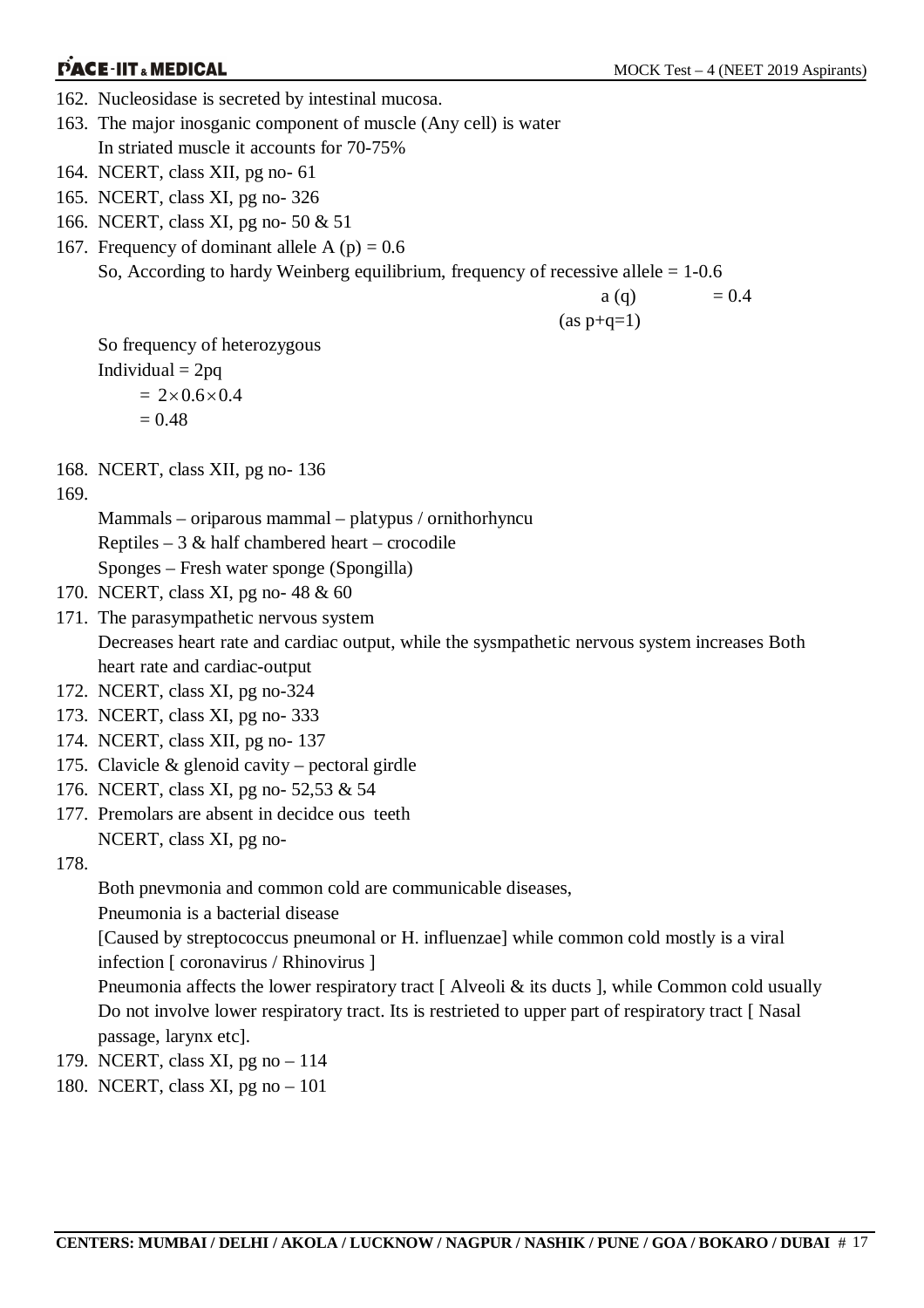162. Nucleosidase is secreted by intestinal mucosa.
163. The major inosganic component of muscle (Any cell) is water
     In striated muscle it accounts for 70-75%
164. NCERT, class XII, pg no- 61
165. NCERT, class XI, pg no- 326
166. NCERT, class XI, pg no- 50 & 51
167. Frequency of dominant allele A (p) = 0.6
     So, According to hardy Weinberg equilibrium, frequency of recessive allele = 1-0.6
     a (q) = 0.4
     (as p+q=1)

     So frequency of heterozygous
     Individual = 2pq
     $= 2 \times 0.6 \times 0.4$
     $= 0.48$

168. NCERT, class XII, pg no- 136
169. 
     Mammals – oriparous mammal – platypus / ornithorhyncu
     Reptiles – 3 & half chambered heart – crocodile
     Sponges – Fresh water sponge (Spongilla)
170. NCERT, class XI, pg no- 48 & 60
171. The parasympathetic nervous system
     Decreases heart rate and cardiac output, while the sysmpathetic nervous system increases Both heart rate and cardiac-output
172. NCERT, class XI, pg no-324
173. NCERT, class XI, pg no- 333
174. NCERT, class XII, pg no- 137
175. Clavicle & glenoid cavity – pectoral girdle
176. NCERT, class XI, pg no- 52,53 & 54
177. Premolars are absent in decidce ous teeth
     NCERT, class XI, pg no-
178. 
     Both pnevmonia and common cold are communicable diseases,
     Pneumonia is a bacterial disease
     [Caused by streptococcus pneumonal or H. influenzae] while common cold mostly is a viral infection [ coronavirus / Rhinovirus ]
     Pneumonia affects the lower respiratory tract [ Alveoli & its ducts ], while Common cold usually Do not involve lower respiratory tract. Its is restrieted to upper part of respiratory tract [ Nasal passage, larynx etc].
179. NCERT, class XI, pg no – 114
180. NCERT, class XI, pg no – 101